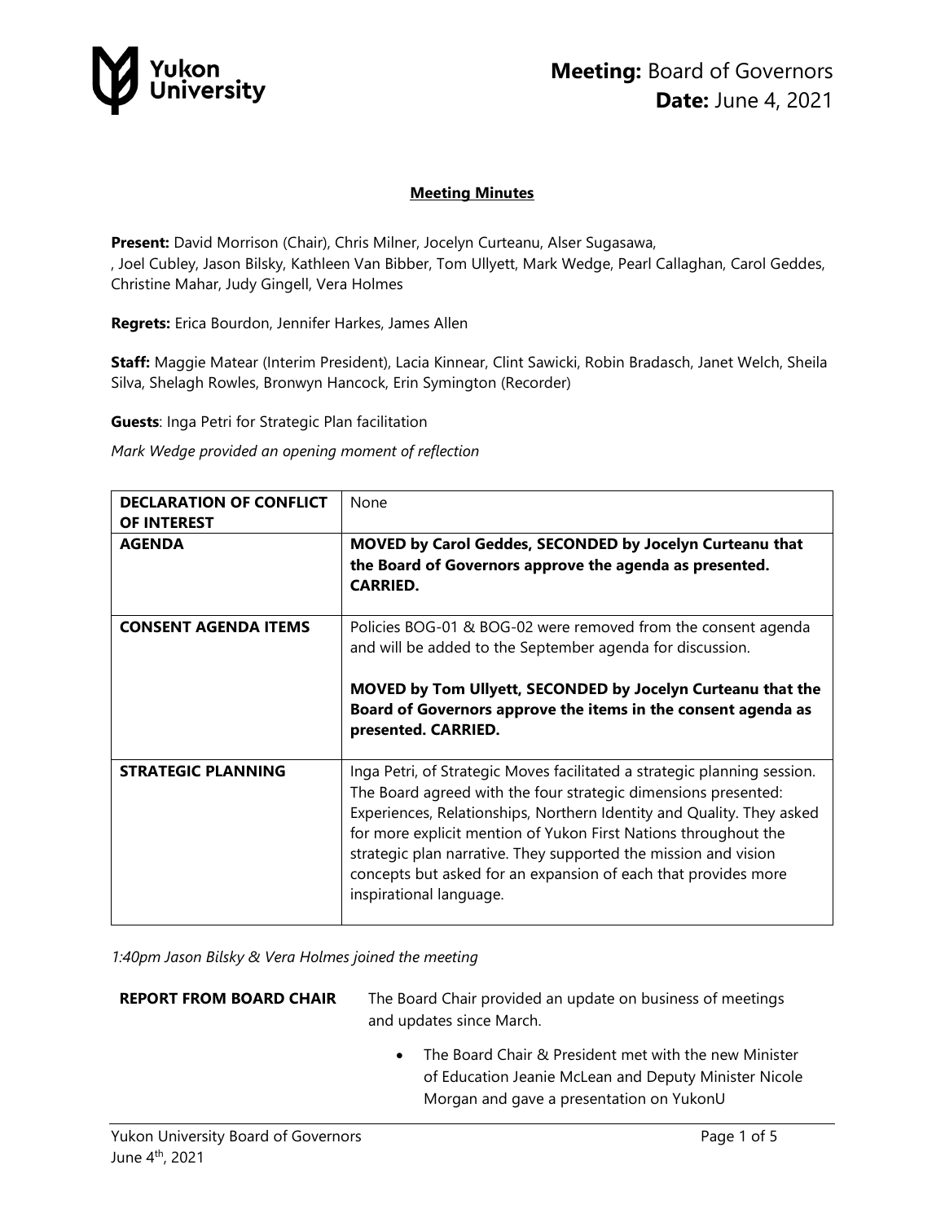**Meeting:** Board of Governors
**Date:** June 4, 2021

## Meeting Minutes

**Present:** David Morrison (Chair), Chris Milner, Jocelyn Curteanu, Alser Sugasawa,
, Joel Cubley, Jason Bilsky, Kathleen Van Bibber, Tom Ullyett, Mark Wedge, Pearl Callaghan, Carol Geddes, Christine Mahar, Judy Gingell, Vera Holmes

**Regrets:** Erica Bourdon, Jennifer Harkes, James Allen

**Staff:** Maggie Matear (Interim President), Lacia Kinnear, Clint Sawicki, Robin Bradasch, Janet Welch, Sheila Silva, Shelagh Rowles, Bronwyn Hancock, Erin Symington (Recorder)

**Guests**: Inga Petri for Strategic Plan facilitation

*Mark Wedge provided an opening moment of reflection*

| | |
|---|---|
| **DECLARATION OF CONFLICT OF INTEREST** | None |
| **AGENDA** | **MOVED by Carol Geddes, SECONDED by Jocelyn Curteanu that the Board of Governors approve the agenda as presented. CARRIED.** |
| **CONSENT AGENDA ITEMS** | Policies BOG-01 & BOG-02 were removed from the consent agenda and will be added to the September agenda for discussion.<br><br>**MOVED by Tom Ullyett, SECONDED by Jocelyn Curteanu that the Board of Governors approve the items in the consent agenda as presented. CARRIED.** |
| **STRATEGIC PLANNING** | Inga Petri, of Strategic Moves facilitated a strategic planning session. The Board agreed with the four strategic dimensions presented: Experiences, Relationships, Northern Identity and Quality. They asked for more explicit mention of Yukon First Nations throughout the strategic plan narrative. They supported the mission and vision concepts but asked for an expansion of each that provides more inspirational language. |

*1:40pm Jason Bilsky & Vera Holmes joined the meeting*

**REPORT FROM BOARD CHAIR**

The Board Chair provided an update on business of meetings and updates since March.

- The Board Chair & President met with the new Minister of Education Jeanie McLean and Deputy Minister Nicole Morgan and gave a presentation on YukonU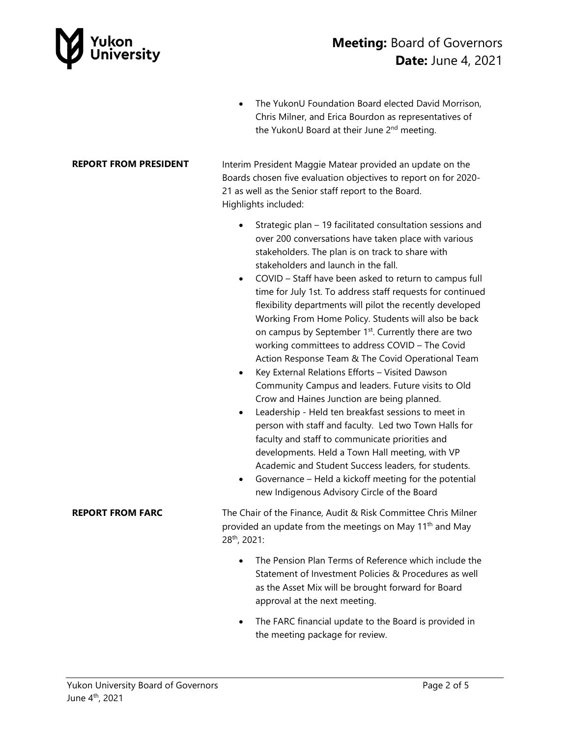- The YukonU Foundation Board elected David Morrison, Chris Milner, and Erica Bourdon as representatives of the YukonU Board at their June 2nd meeting.

**REPORT FROM PRESIDENT**

Interim President Maggie Matear provided an update on the Boards chosen five evaluation objectives to report on for 2020-21 as well as the Senior staff report to the Board.
Highlights included:

- Strategic plan – 19 facilitated consultation sessions and over 200 conversations have taken place with various stakeholders. The plan is on track to share with stakeholders and launch in the fall.
- COVID – Staff have been asked to return to campus full time for July 1st. To address staff requests for continued flexibility departments will pilot the recently developed Working From Home Policy. Students will also be back on campus by September 1st. Currently there are two working committees to address COVID – The Covid Action Response Team & The Covid Operational Team
- Key External Relations Efforts – Visited Dawson Community Campus and leaders. Future visits to Old Crow and Haines Junction are being planned.
- Leadership - Held ten breakfast sessions to meet in person with staff and faculty. Led two Town Halls for faculty and staff to communicate priorities and developments. Held a Town Hall meeting, with VP Academic and Student Success leaders, for students.
- Governance – Held a kickoff meeting for the potential new Indigenous Advisory Circle of the Board

**REPORT FROM FARC**

The Chair of the Finance, Audit & Risk Committee Chris Milner provided an update from the meetings on May 11th and May 28th, 2021:

- The Pension Plan Terms of Reference which include the Statement of Investment Policies & Procedures as well as the Asset Mix will be brought forward for Board approval at the next meeting.
- The FARC financial update to the Board is provided in the meeting package for review.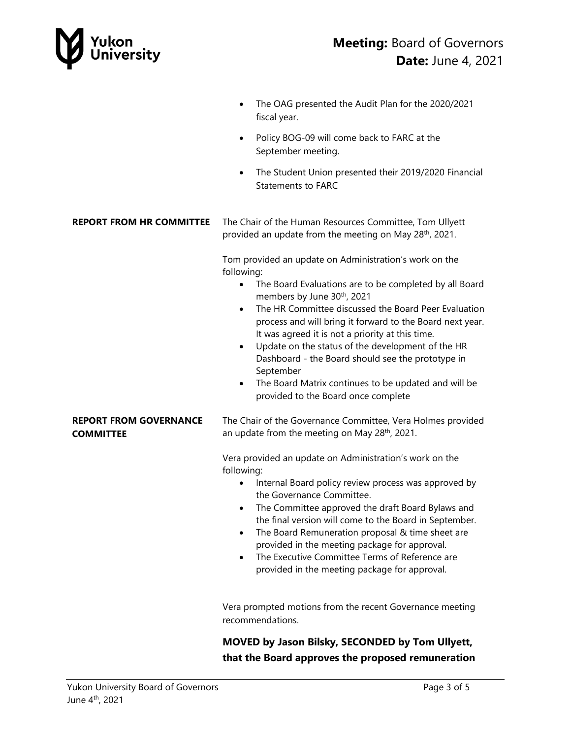- The OAG presented the Audit Plan for the 2020/2021 fiscal year.
- Policy BOG-09 will come back to FARC at the September meeting.
- The Student Union presented their 2019/2020 Financial Statements to FARC

**REPORT FROM HR COMMITTEE**

The Chair of the Human Resources Committee, Tom Ullyett provided an update from the meeting on May 28th, 2021.

Tom provided an update on Administration's work on the following:

- The Board Evaluations are to be completed by all Board members by June 30th, 2021
- The HR Committee discussed the Board Peer Evaluation process and will bring it forward to the Board next year. It was agreed it is not a priority at this time.
- Update on the status of the development of the HR Dashboard - the Board should see the prototype in September
- The Board Matrix continues to be updated and will be provided to the Board once complete

**REPORT FROM GOVERNANCE COMMITTEE**

The Chair of the Governance Committee, Vera Holmes provided an update from the meeting on May 28th, 2021.

Vera provided an update on Administration's work on the following:

- Internal Board policy review process was approved by the Governance Committee.
- The Committee approved the draft Board Bylaws and the final version will come to the Board in September.
- The Board Remuneration proposal & time sheet are provided in the meeting package for approval.
- The Executive Committee Terms of Reference are provided in the meeting package for approval.

Vera prompted motions from the recent Governance meeting recommendations.

**MOVED by Jason Bilsky, SECONDED by Tom Ullyett, that the Board approves the proposed remuneration**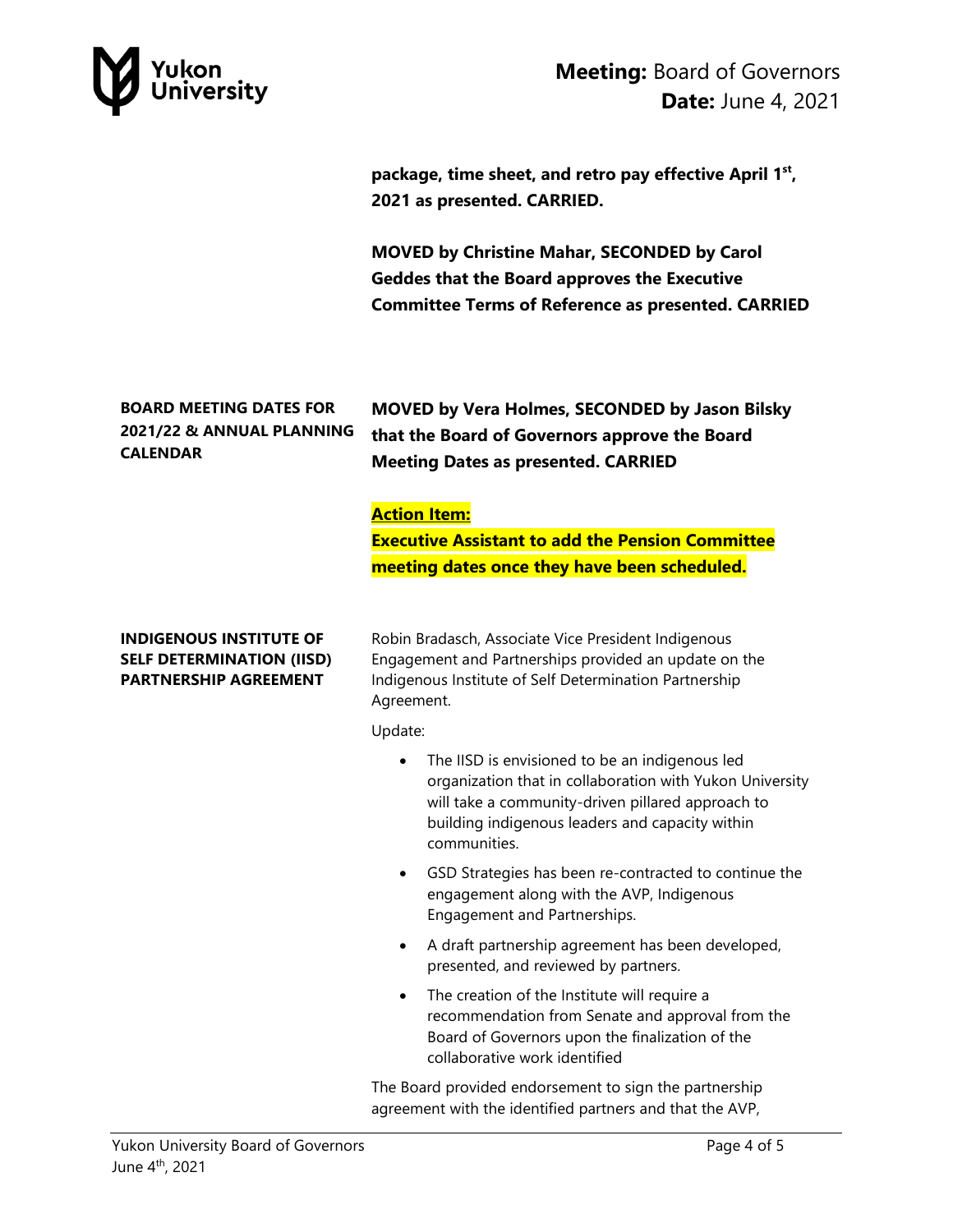**package, time sheet, and retro pay effective April 1st, 2021 as presented. CARRIED.**

**MOVED by Christine Mahar, SECONDED by Carol Geddes that the Board approves the Executive Committee Terms of Reference as presented. CARRIED**

**BOARD MEETING DATES FOR 2021/22 & ANNUAL PLANNING CALENDAR**

**MOVED by Vera Holmes, SECONDED by Jason Bilsky that the Board of Governors approve the Board Meeting Dates as presented. CARRIED**

**Action Item:**
**Executive Assistant to add the Pension Committee meeting dates once they have been scheduled.**

**INDIGENOUS INSTITUTE OF SELF DETERMINATION (IISD) PARTNERSHIP AGREEMENT**

Robin Bradasch, Associate Vice President Indigenous Engagement and Partnerships provided an update on the Indigenous Institute of Self Determination Partnership Agreement.

Update:

- The IISD is envisioned to be an indigenous led organization that in collaboration with Yukon University will take a community-driven pillared approach to building indigenous leaders and capacity within communities.
- GSD Strategies has been re-contracted to continue the engagement along with the AVP, Indigenous Engagement and Partnerships.
- A draft partnership agreement has been developed, presented, and reviewed by partners.
- The creation of the Institute will require a recommendation from Senate and approval from the Board of Governors upon the finalization of the collaborative work identified

The Board provided endorsement to sign the partnership agreement with the identified partners and that the AVP,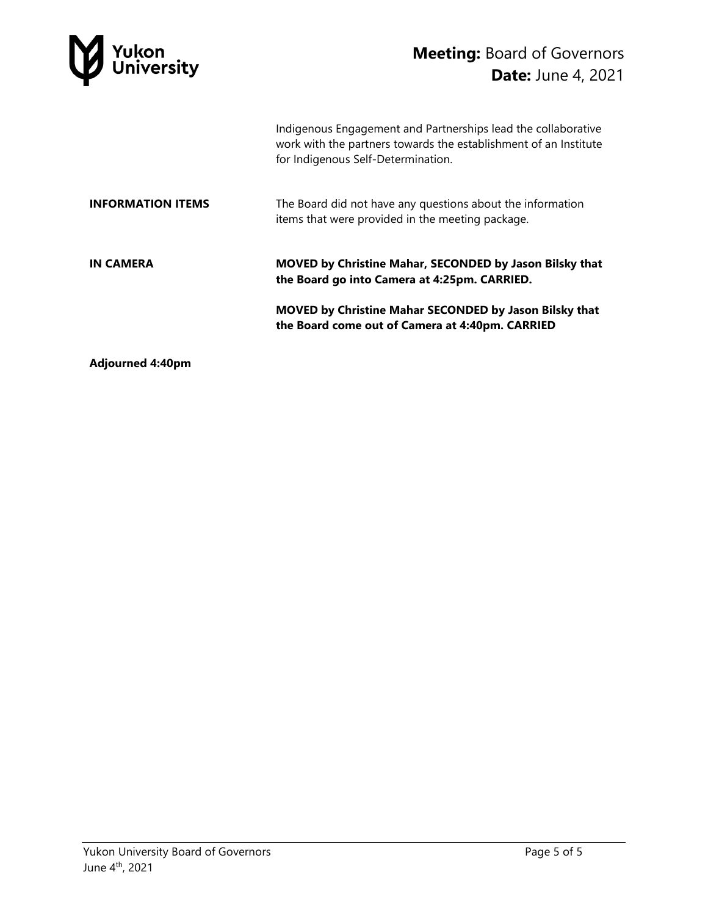| | |
|---|---|
| | Indigenous Engagement and Partnerships lead the collaborative work with the partners towards the establishment of an Institute for Indigenous Self-Determination. |
| **INFORMATION ITEMS** | The Board did not have any questions about the information items that were provided in the meeting package. |
| **IN CAMERA** | **MOVED by Christine Mahar, SECONDED by Jason Bilsky that the Board go into Camera at 4:25pm. CARRIED.**<br><br>**MOVED by Christine Mahar SECONDED by Jason Bilsky that the Board come out of Camera at 4:40pm. CARRIED** |

**Adjourned 4:40pm**